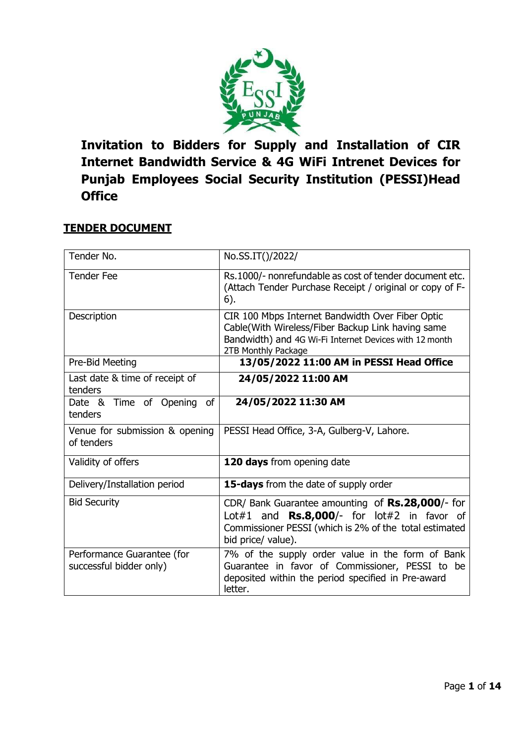# Invitation to Bidders for Supply and Installation of CIR Internet Bandwidth Service & 4G WiFi Intrenet Devices for Punjab Employees Social Security Institution (PESSI)Head Office

## TENDER DOCUMENT

| | |
|---|---|
| Tender No. | No.SS.IT()/2022/ |
| Tender Fee | Rs.1000/- nonrefundable as cost of tender document etc. (Attach Tender Purchase Receipt / original or copy of F-6). |
| Description | CIR 100 Mbps Internet Bandwidth Over Fiber Optic Cable(With Wireless/Fiber Backup Link having same Bandwidth) and 4G Wi-Fi Internet Devices with 12 month 2TB Monthly Package |
| Pre-Bid Meeting | **13/05/2022 11:00 AM in PESSI Head Office** |
| Last date & time of receipt of tenders | **24/05/2022 11:00 AM** |
| Date & Time of Opening of tenders | **24/05/2022 11:30 AM** |
| Venue for submission & opening of tenders | PESSI Head Office, 3-A, Gulberg-V, Lahore. |
| Validity of offers | **120 days** from opening date |
| Delivery/Installation period | **15-days** from the date of supply order |
| Bid Security | CDR/ Bank Guarantee amounting of **Rs.28,000**/- for Lot#1 and **Rs.8,000**/- for lot#2 in favor of Commissioner PESSI (which is 2% of the total estimated bid price/ value). |
| Performance Guarantee (for successful bidder only) | 7% of the supply order value in the form of Bank Guarantee in favor of Commissioner, PESSI to be deposited within the period specified in Pre-award letter. |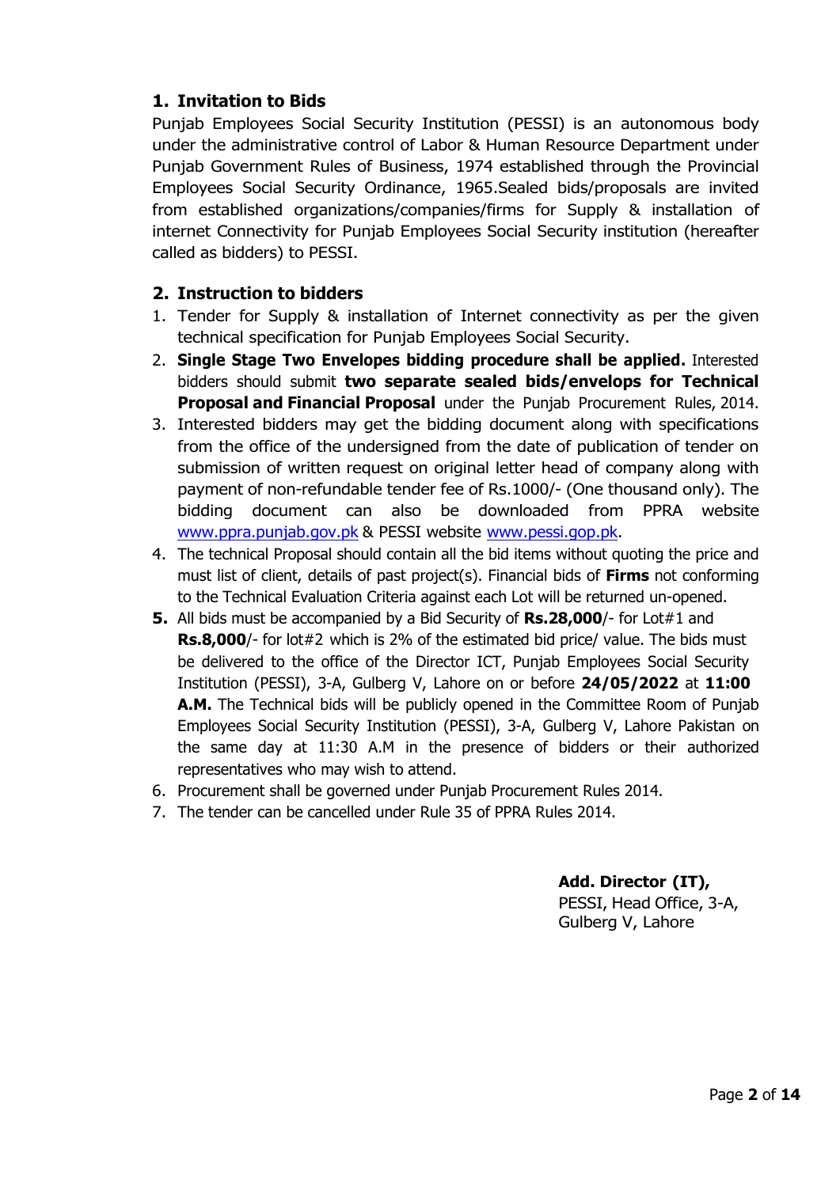## 1. Invitation to Bids

Punjab Employees Social Security Institution (PESSI) is an autonomous body under the administrative control of Labor & Human Resource Department under Punjab Government Rules of Business, 1974 established through the Provincial Employees Social Security Ordinance, 1965.Sealed bids/proposals are invited from established organizations/companies/firms for Supply & installation of internet Connectivity for Punjab Employees Social Security institution (hereafter called as bidders) to PESSI.

## 2. Instruction to bidders

1. Tender for Supply & installation of Internet connectivity as per the given technical specification for Punjab Employees Social Security.
2. **Single Stage Two Envelopes bidding procedure shall be applied.** Interested bidders should submit **two separate sealed bids/envelops for Technical Proposal and Financial Proposal** under the Punjab Procurement Rules, 2014.
3. Interested bidders may get the bidding document along with specifications from the office of the undersigned from the date of publication of tender on submission of written request on original letter head of company along with payment of non-refundable tender fee of Rs.1000/- (One thousand only). The bidding document can also be downloaded from PPRA website www.ppra.punjab.gov.pk & PESSI website www.pessi.gop.pk.
4. The technical Proposal should contain all the bid items without quoting the price and must list of client, details of past project(s). Financial bids of **Firms** not conforming to the Technical Evaluation Criteria against each Lot will be returned un-opened.
5. All bids must be accompanied by a Bid Security of **Rs.28,000**/- for Lot#1 and **Rs.8,000**/- for lot#2 which is 2% of the estimated bid price/ value. The bids must be delivered to the office of the Director ICT, Punjab Employees Social Security Institution (PESSI), 3-A, Gulberg V, Lahore on or before **24/05/2022** at **11:00 A.M.** The Technical bids will be publicly opened in the Committee Room of Punjab Employees Social Security Institution (PESSI), 3-A, Gulberg V, Lahore Pakistan on the same day at 11:30 A.M in the presence of bidders or their authorized representatives who may wish to attend.
6. Procurement shall be governed under Punjab Procurement Rules 2014.
7. The tender can be cancelled under Rule 35 of PPRA Rules 2014.

**Add. Director (IT),**
PESSI, Head Office, 3-A,
Gulberg V, Lahore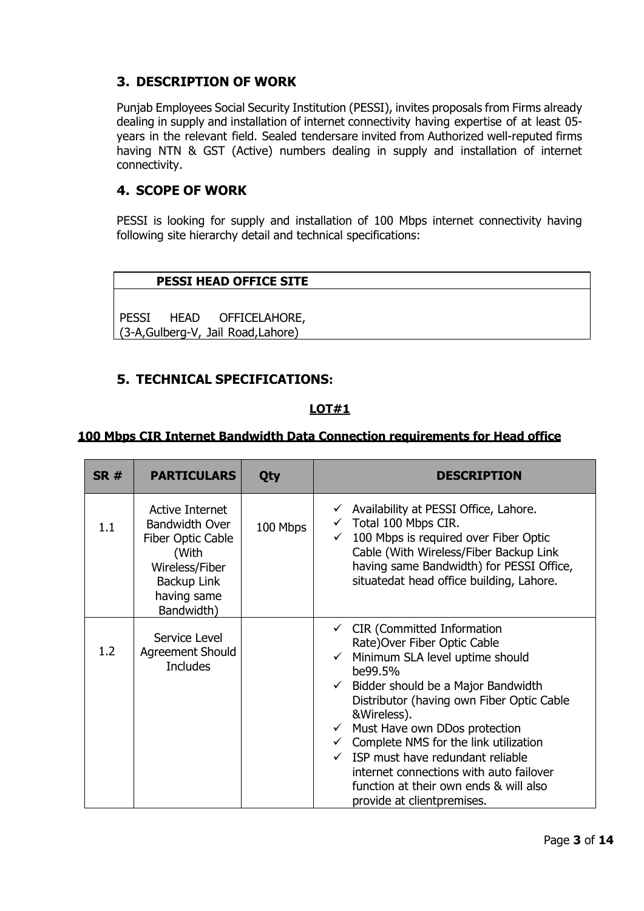## 3. DESCRIPTION OF WORK

Punjab Employees Social Security Institution (PESSI), invites proposals from Firms already dealing in supply and installation of internet connectivity having expertise of at least 05-years in the relevant field. Sealed tendersare invited from Authorized well-reputed firms having NTN & GST (Active) numbers dealing in supply and installation of internet connectivity.

## 4. SCOPE OF WORK

PESSI is looking for supply and installation of 100 Mbps internet connectivity having following site hierarchy detail and technical specifications:

| PESSI HEAD OFFICE SITE |
|---|
| PESSI HEAD OFFICELAHORE, (3-A,Gulberg-V, Jail Road,Lahore) |

## 5. TECHNICAL SPECIFICATIONS:

**LOT#1**

**100 Mbps CIR Internet Bandwidth Data Connection requirements for Head office**

| SR # | PARTICULARS | Qty | DESCRIPTION |
|---|---|---|---|
| 1.1 | Active Internet Bandwidth Over Fiber Optic Cable (With Wireless/Fiber Backup Link having same Bandwidth) | 100 Mbps | ✓ Availability at PESSI Office, Lahore.<br>✓ Total 100 Mbps CIR.<br>✓ 100 Mbps is required over Fiber Optic Cable (With Wireless/Fiber Backup Link having same Bandwidth) for PESSI Office, situatedat head office building, Lahore. |
| 1.2 | Service Level Agreement Should Includes | | ✓ CIR (Committed Information Rate)Over Fiber Optic Cable<br>✓ Minimum SLA level uptime should be99.5%<br>✓ Bidder should be a Major Bandwidth Distributor (having own Fiber Optic Cable &Wireless).<br>✓ Must Have own DDos protection<br>✓ Complete NMS for the link utilization<br>✓ ISP must have redundant reliable internet connections with auto failover function at their own ends & will also provide at clientpremises. |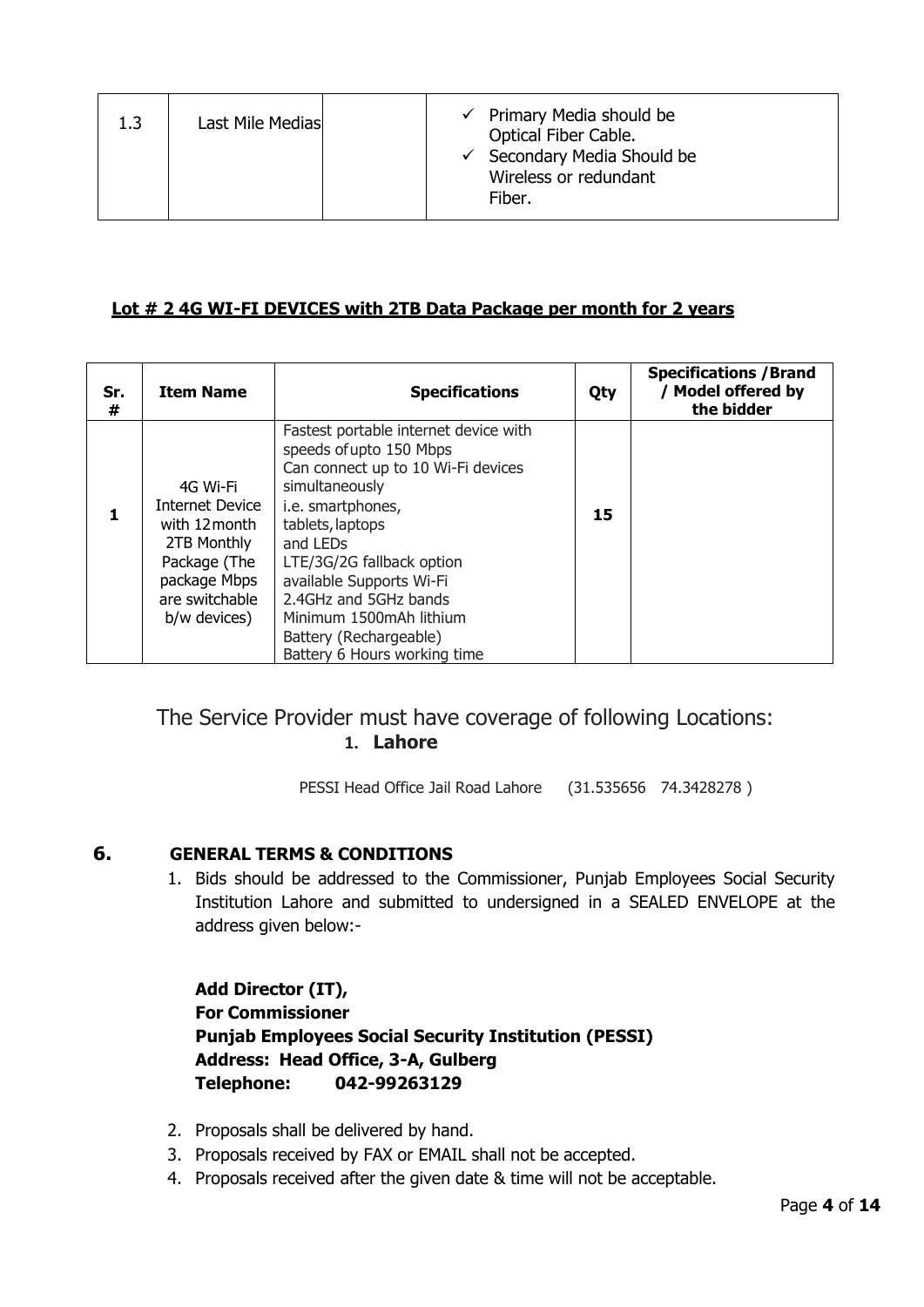| 1.3 | Last Mile Medias | | ✓ Primary Media should be Optical Fiber Cable.<br>✓ Secondary Media Should be Wireless or redundant Fiber. |
|---|---|---|---|

**Lot # 2 4G WI-FI DEVICES with 2TB Data Package per month for 2 years**

| Sr. # | Item Name | Specifications | Qty | Specifications /Brand / Model offered by the bidder |
|---|---|---|---|---|
| **1** | 4G Wi-Fi Internet Device with 12month 2TB Monthly Package (The package Mbps are switchable b/w devices) | Fastest portable internet device with speeds of upto 150 Mbps<br>Can connect up to 10 Wi-Fi devices simultaneously<br>i.e. smartphones, tablets, laptops and LEDs<br>LTE/3G/2G fallback option available Supports Wi-Fi 2.4GHz and 5GHz bands<br>Minimum 1500mAh lithium Battery (Rechargeable)<br>Battery 6 Hours working time | **15** | |

The Service Provider must have coverage of following Locations:

1. **Lahore**

PESSI Head Office Jail Road Lahore (31.535656 74.3428278 )

## 6. GENERAL TERMS & CONDITIONS

1. Bids should be addressed to the Commissioner, Punjab Employees Social Security Institution Lahore and submitted to undersigned in a SEALED ENVELOPE at the address given below:-

   **Add Director (IT),**
   **For Commissioner**
   **Punjab Employees Social Security Institution (PESSI)**
   **Address: Head Office, 3-A, Gulberg**
   **Telephone: 042-99263129**

2. Proposals shall be delivered by hand.
3. Proposals received by FAX or EMAIL shall not be accepted.
4. Proposals received after the given date & time will not be acceptable.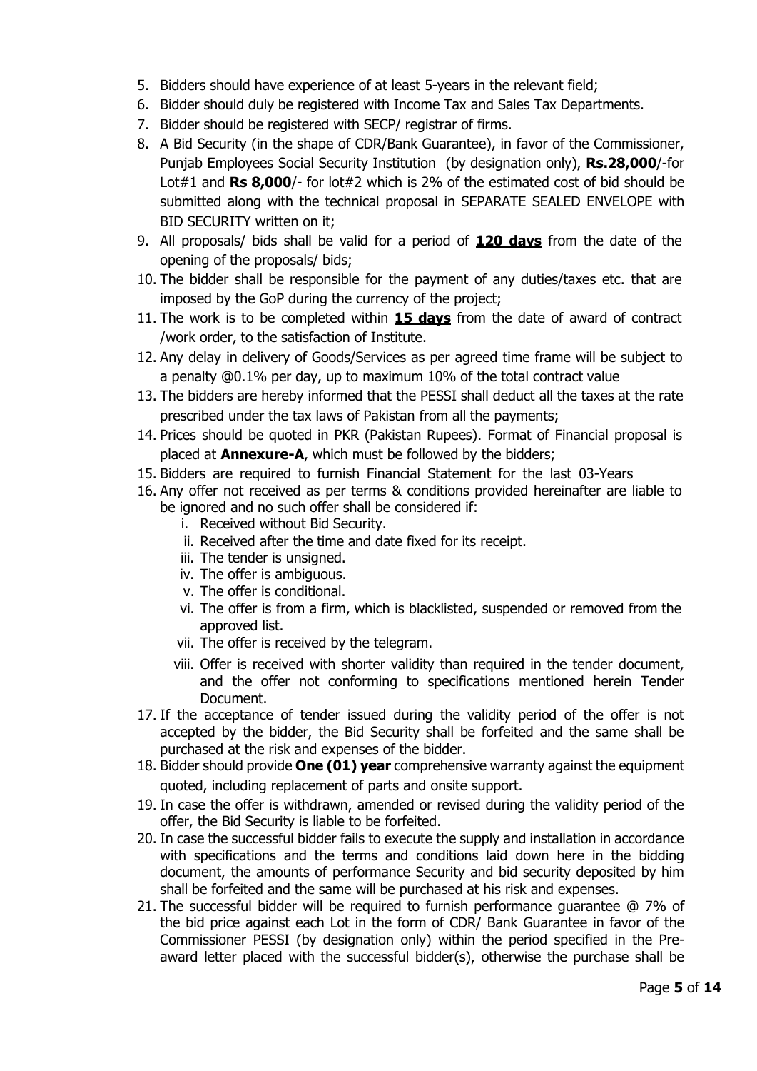5. Bidders should have experience of at least 5-years in the relevant field;
6. Bidder should duly be registered with Income Tax and Sales Tax Departments.
7. Bidder should be registered with SECP/ registrar of firms.
8. A Bid Security (in the shape of CDR/Bank Guarantee), in favor of the Commissioner, Punjab Employees Social Security Institution (by designation only), **Rs.28,000**/-for Lot#1 and **Rs 8,000**/- for lot#2 which is 2% of the estimated cost of bid should be submitted along with the technical proposal in SEPARATE SEALED ENVELOPE with BID SECURITY written on it;
9. All proposals/ bids shall be valid for a period of **120 days** from the date of the opening of the proposals/ bids;
10. The bidder shall be responsible for the payment of any duties/taxes etc. that are imposed by the GoP during the currency of the project;
11. The work is to be completed within **15 days** from the date of award of contract /work order, to the satisfaction of Institute.
12. Any delay in delivery of Goods/Services as per agreed time frame will be subject to a penalty @0.1% per day, up to maximum 10% of the total contract value
13. The bidders are hereby informed that the PESSI shall deduct all the taxes at the rate prescribed under the tax laws of Pakistan from all the payments;
14. Prices should be quoted in PKR (Pakistan Rupees). Format of Financial proposal is placed at **Annexure-A**, which must be followed by the bidders;
15. Bidders are required to furnish Financial Statement for the last 03-Years
16. Any offer not received as per terms & conditions provided hereinafter are liable to be ignored and no such offer shall be considered if:
    i. Received without Bid Security.
    ii. Received after the time and date fixed for its receipt.
    iii. The tender is unsigned.
    iv. The offer is ambiguous.
    v. The offer is conditional.
    vi. The offer is from a firm, which is blacklisted, suspended or removed from the approved list.
    vii. The offer is received by the telegram.
    viii. Offer is received with shorter validity than required in the tender document, and the offer not conforming to specifications mentioned herein Tender Document.
17. If the acceptance of tender issued during the validity period of the offer is not accepted by the bidder, the Bid Security shall be forfeited and the same shall be purchased at the risk and expenses of the bidder.
18. Bidder should provide **One (01) year** comprehensive warranty against the equipment quoted, including replacement of parts and onsite support.
19. In case the offer is withdrawn, amended or revised during the validity period of the offer, the Bid Security is liable to be forfeited.
20. In case the successful bidder fails to execute the supply and installation in accordance with specifications and the terms and conditions laid down here in the bidding document, the amounts of performance Security and bid security deposited by him shall be forfeited and the same will be purchased at his risk and expenses.
21. The successful bidder will be required to furnish performance guarantee @ 7% of the bid price against each Lot in the form of CDR/ Bank Guarantee in favor of the Commissioner PESSI (by designation only) within the period specified in the Pre-award letter placed with the successful bidder(s), otherwise the purchase shall be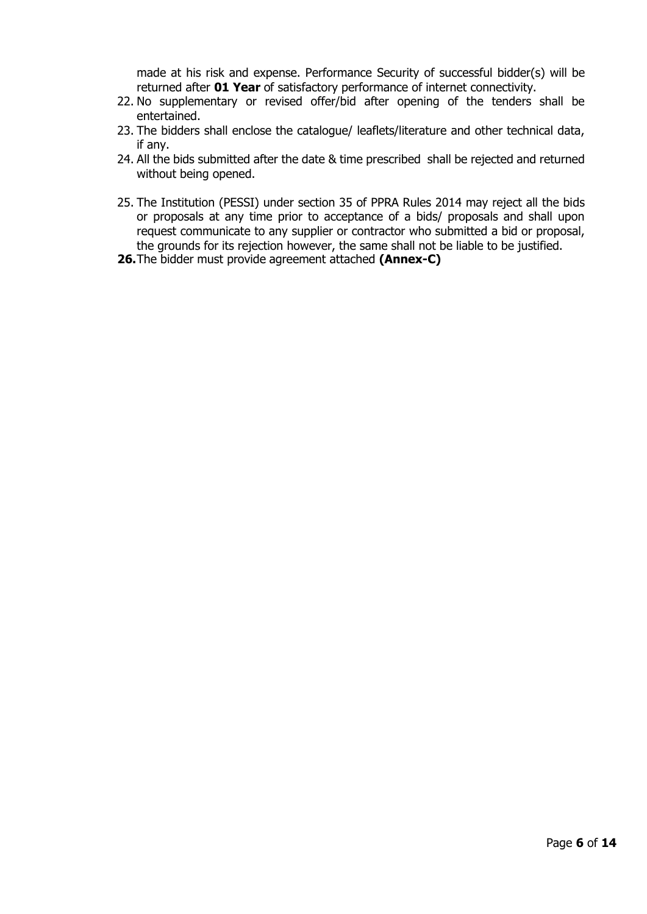made at his risk and expense. Performance Security of successful bidder(s) will be returned after **01 Year** of satisfactory performance of internet connectivity.

22. No supplementary or revised offer/bid after opening of the tenders shall be entertained.
23. The bidders shall enclose the catalogue/ leaflets/literature and other technical data, if any.
24. All the bids submitted after the date & time prescribed shall be rejected and returned without being opened.
25. The Institution (PESSI) under section 35 of PPRA Rules 2014 may reject all the bids or proposals at any time prior to acceptance of a bids/ proposals and shall upon request communicate to any supplier or contractor who submitted a bid or proposal, the grounds for its rejection however, the same shall not be liable to be justified.
26. The bidder must provide agreement attached **(Annex-C)**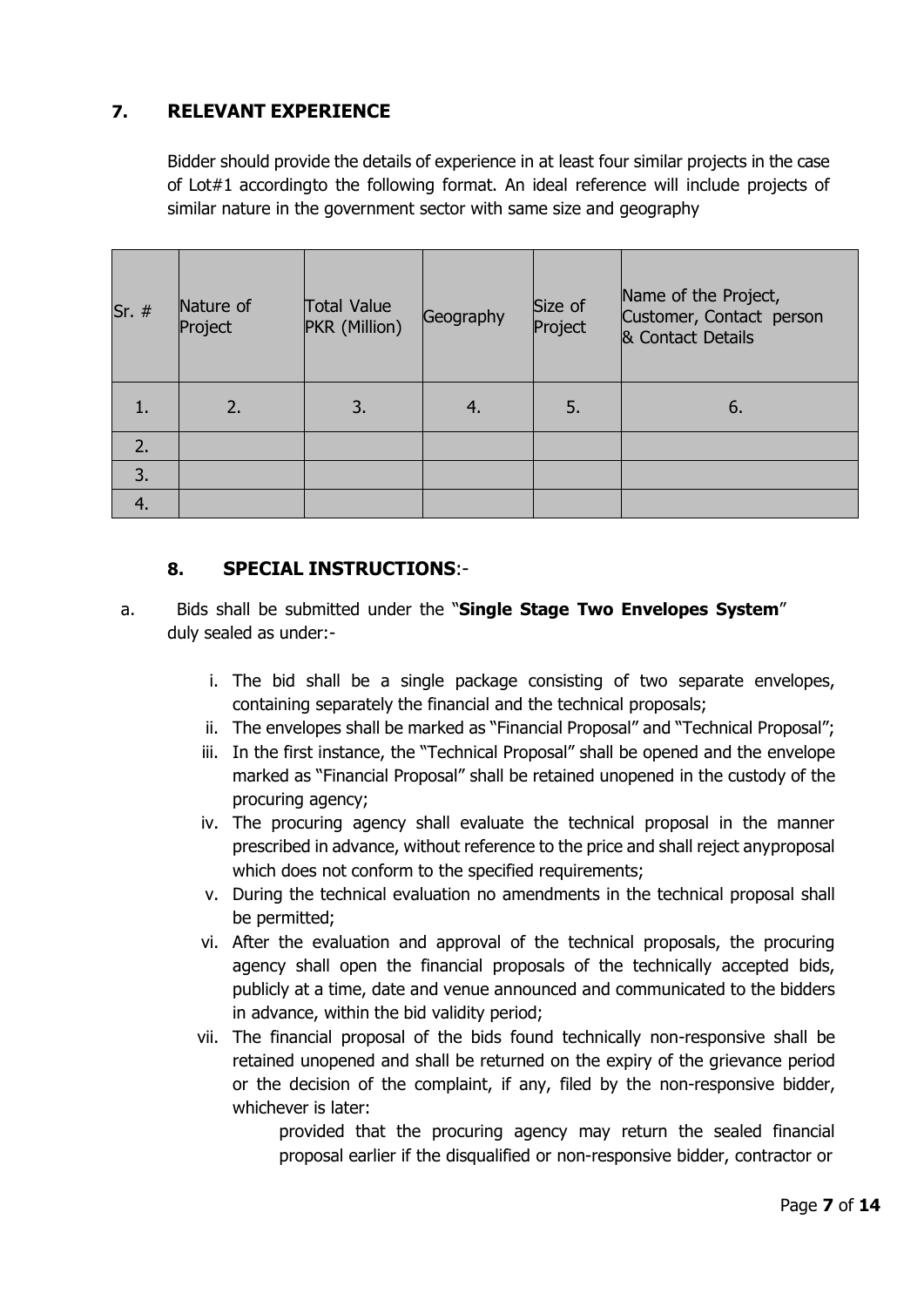## 7. RELEVANT EXPERIENCE

Bidder should provide the details of experience in at least four similar projects in the case of Lot#1 accordingto the following format. An ideal reference will include projects of similar nature in the government sector with same size and geography

| Sr. # | Nature of Project | Total Value PKR (Million) | Geography | Size of Project | Name of the Project, Customer, Contact person & Contact Details |
|---|---|---|---|---|---|
| 1. | 2. | 3. | 4. | 5. | 6. |
| 2. | | | | | |
| 3. | | | | | |
| 4. | | | | | |

### 8. SPECIAL INSTRUCTIONS:-

a. Bids shall be submitted under the "**Single Stage Two Envelopes System**" duly sealed as under:-

   i. The bid shall be a single package consisting of two separate envelopes, containing separately the financial and the technical proposals;

   ii. The envelopes shall be marked as "Financial Proposal" and "Technical Proposal";

   iii. In the first instance, the "Technical Proposal" shall be opened and the envelope marked as "Financial Proposal" shall be retained unopened in the custody of the procuring agency;

   iv. The procuring agency shall evaluate the technical proposal in the manner prescribed in advance, without reference to the price and shall reject anyproposal which does not conform to the specified requirements;

   v. During the technical evaluation no amendments in the technical proposal shall be permitted;

   vi. After the evaluation and approval of the technical proposals, the procuring agency shall open the financial proposals of the technically accepted bids, publicly at a time, date and venue announced and communicated to the bidders in advance, within the bid validity period;

   vii. The financial proposal of the bids found technically non-responsive shall be retained unopened and shall be returned on the expiry of the grievance period or the decision of the complaint, if any, filed by the non-responsive bidder, whichever is later:

      provided that the procuring agency may return the sealed financial proposal earlier if the disqualified or non-responsive bidder, contractor or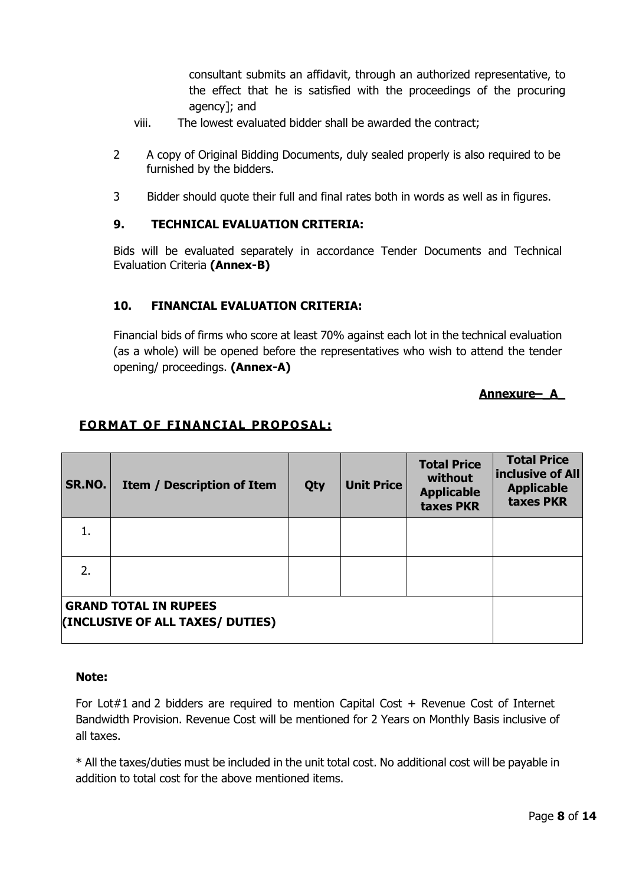consultant submits an affidavit, through an authorized representative, to the effect that he is satisfied with the proceedings of the procuring agency]; and

viii. The lowest evaluated bidder shall be awarded the contract;

2 A copy of Original Bidding Documents, duly sealed properly is also required to be furnished by the bidders.

3 Bidder should quote their full and final rates both in words as well as in figures.

### 9. TECHNICAL EVALUATION CRITERIA:

Bids will be evaluated separately in accordance Tender Documents and Technical Evaluation Criteria **(Annex-B)**

### 10. FINANCIAL EVALUATION CRITERIA:

Financial bids of firms who score at least 70% against each lot in the technical evaluation (as a whole) will be opened before the representatives who wish to attend the tender opening/ proceedings. **(Annex-A)**

**Annexure– A**

## FORMAT OF FINANCIAL PROPOSAL:

| SR.NO. | Item / Description of Item | Qty | Unit Price | Total Price without Applicable taxes PKR | Total Price inclusive of All Applicable taxes PKR |
|---|---|---|---|---|---|
| 1. | | | | | |
| 2. | | | | | |
| **GRAND TOTAL IN RUPEES (INCLUSIVE OF ALL TAXES/ DUTIES)** | | | | | |

**Note:**

For Lot#1 and 2 bidders are required to mention Capital Cost + Revenue Cost of Internet Bandwidth Provision. Revenue Cost will be mentioned for 2 Years on Monthly Basis inclusive of all taxes.

* All the taxes/duties must be included in the unit total cost. No additional cost will be payable in addition to total cost for the above mentioned items.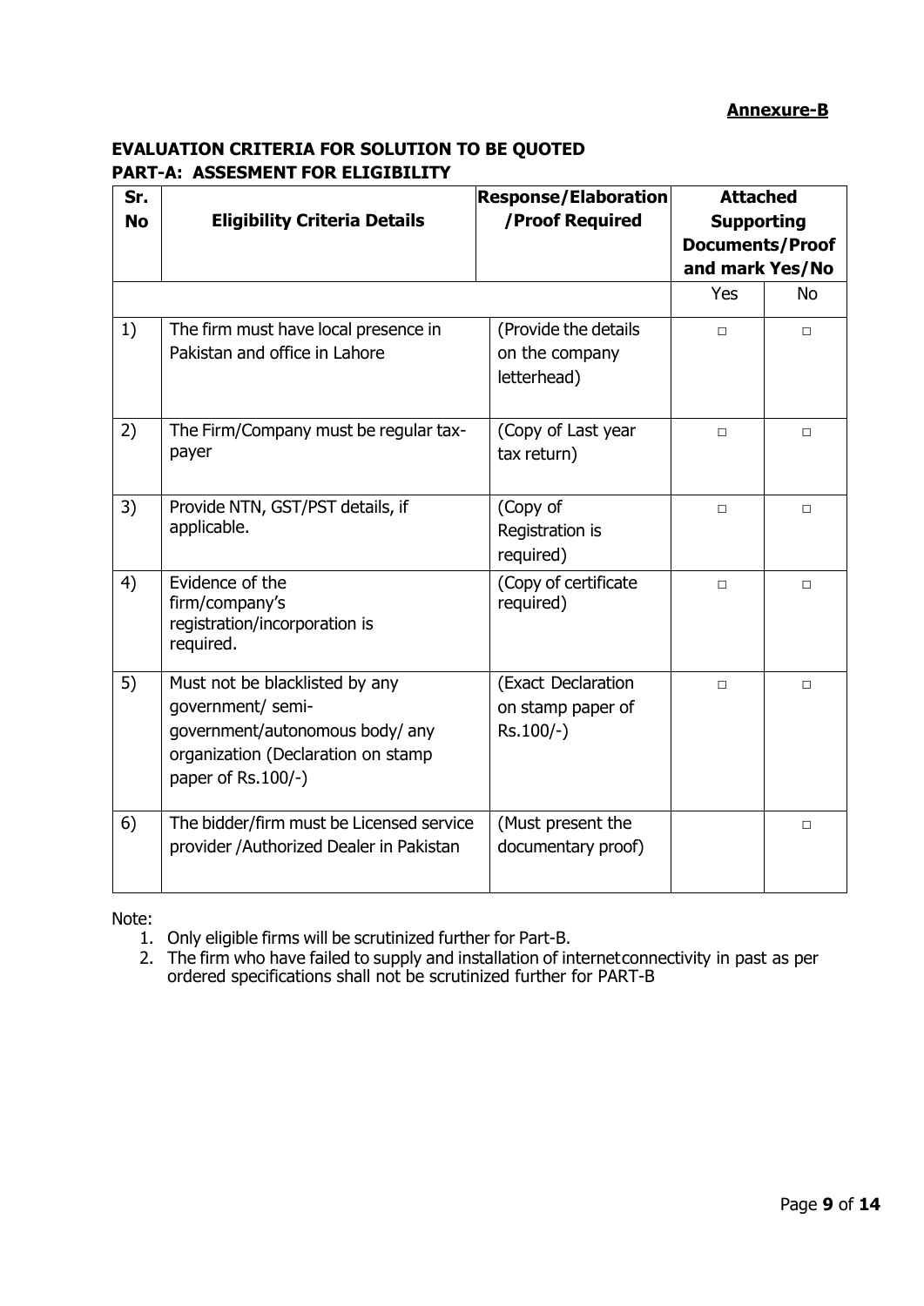**Annexure-B**

**EVALUATION CRITERIA FOR SOLUTION TO BE QUOTED**
**PART-A: ASSESMENT FOR ELIGIBILITY**

| Sr. No | Eligibility Criteria Details | Response/Elaboration /Proof Required | Attached Supporting Documents/Proof and mark Yes/No | |
|---|---|---|---|---|
| | | | Yes | No |
| 1) | The firm must have local presence in Pakistan and office in Lahore | (Provide the details on the company letterhead) | □ | □ |
| 2) | The Firm/Company must be regular tax-payer | (Copy of Last year tax return) | □ | □ |
| 3) | Provide NTN, GST/PST details, if applicable. | (Copy of Registration is required) | □ | □ |
| 4) | Evidence of the firm/company's registration/incorporation is required. | (Copy of certificate required) | □ | □ |
| 5) | Must not be blacklisted by any government/ semi-government/autonomous body/ any organization (Declaration on stamp paper of Rs.100/-) | (Exact Declaration on stamp paper of Rs.100/-) | □ | □ |
| 6) | The bidder/firm must be Licensed service provider /Authorized Dealer in Pakistan | (Must present the documentary proof) | | □ |

Note:

1. Only eligible firms will be scrutinized further for Part-B.
2. The firm who have failed to supply and installation of internet connectivity in past as per ordered specifications shall not be scrutinized further for PART-B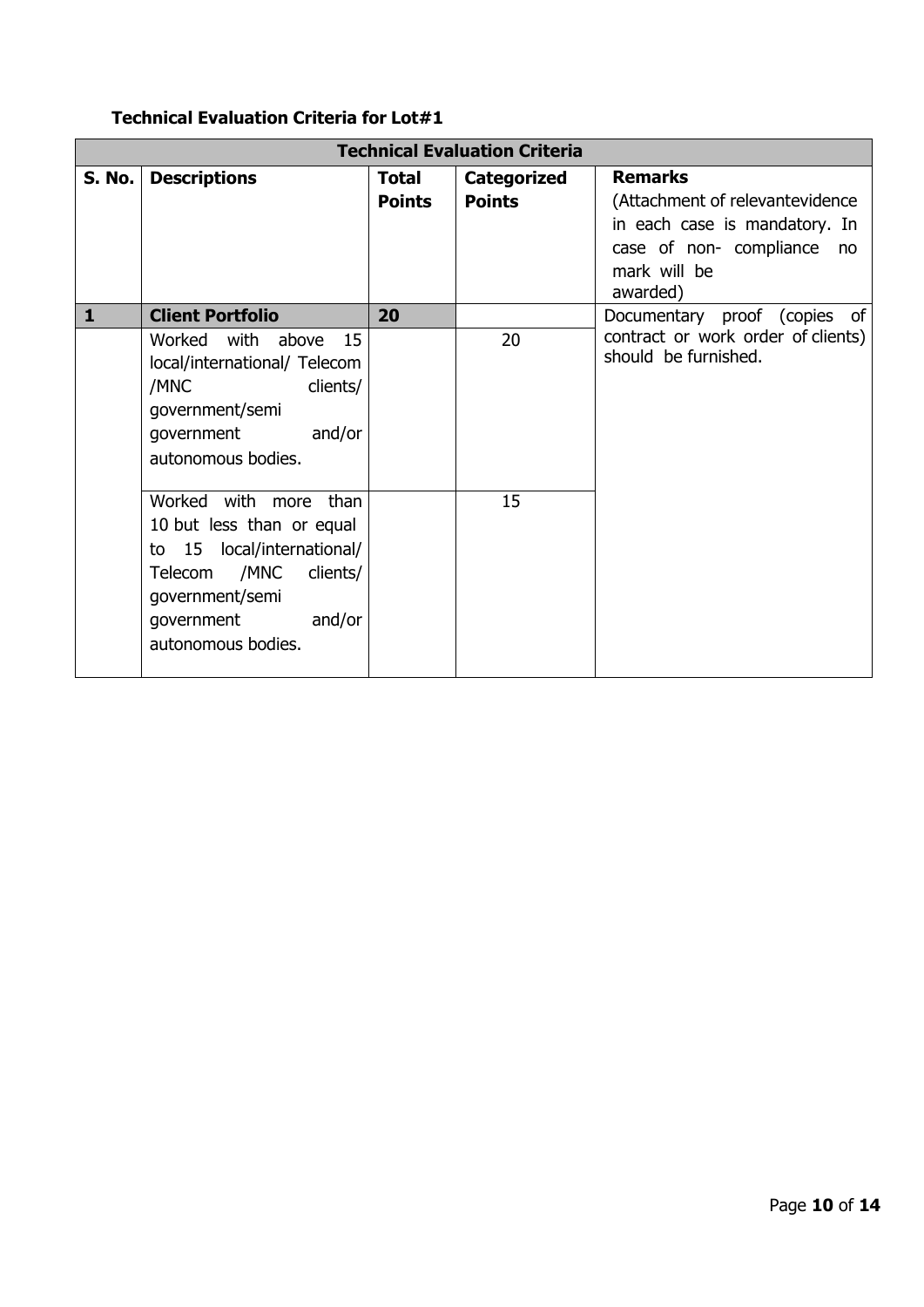**Technical Evaluation Criteria for Lot#1**

| Technical Evaluation Criteria | | | | |
|---|---|---|---|---|
| **S. No.** | **Descriptions** | **Total Points** | **Categorized Points** | **Remarks** (Attachment of relevantevidence in each case is mandatory. In case of non- compliance no mark will be awarded) |
| **1** | **Client Portfolio** | **20** | | Documentary proof (copies of contract or work order of clients) should be furnished. |
| | Worked with above 15 local/international/ Telecom /MNC clients/ government/semi government and/or autonomous bodies. | | 20 | |
| | Worked with more than 10 but less than or equal to 15 local/international/ Telecom /MNC clients/ government/semi government and/or autonomous bodies. | | 15 | |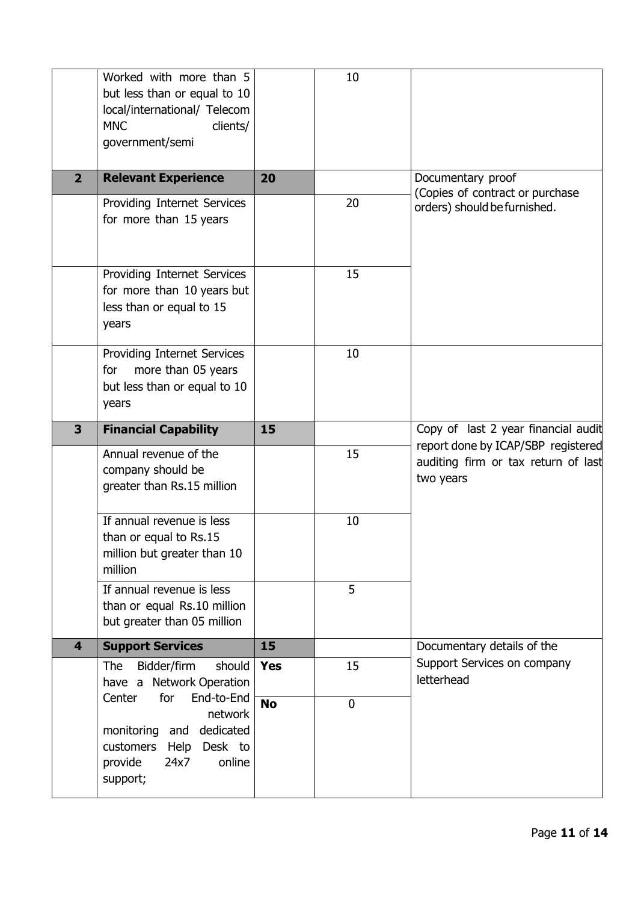| | | | | |
|---|---|---|---|---|
| | Worked with more than 5 but less than or equal to 10 local/international/ Telecom MNC clients/ government/semi | | 10 | |
| **2** | **Relevant Experience** | **20** | | Documentary proof (Copies of contract or purchase orders) should be furnished. |
| | Providing Internet Services for more than 15 years | | 20 | |
| | Providing Internet Services for more than 10 years but less than or equal to 15 years | | 15 | |
| | Providing Internet Services for more than 05 years but less than or equal to 10 years | | 10 | |
| **3** | **Financial Capability** | **15** | | Copy of last 2 year financial audit report done by ICAP/SBP registered auditing firm or tax return of last two years |
| | Annual revenue of the company should be greater than Rs.15 million | | 15 | |
| | If annual revenue is less than or equal to Rs.15 million but greater than 10 million | | 10 | |
| | If annual revenue is less than or equal Rs.10 million but greater than 05 million | | 5 | |
| **4** | **Support Services** | **15** | | Documentary details of the Support Services on company letterhead |
| | The Bidder/firm should have a Network Operation Center for End-to-End network monitoring and dedicated customers Help Desk to provide 24x7 online support; | **Yes** | 15 | |
| | | **No** | 0 | |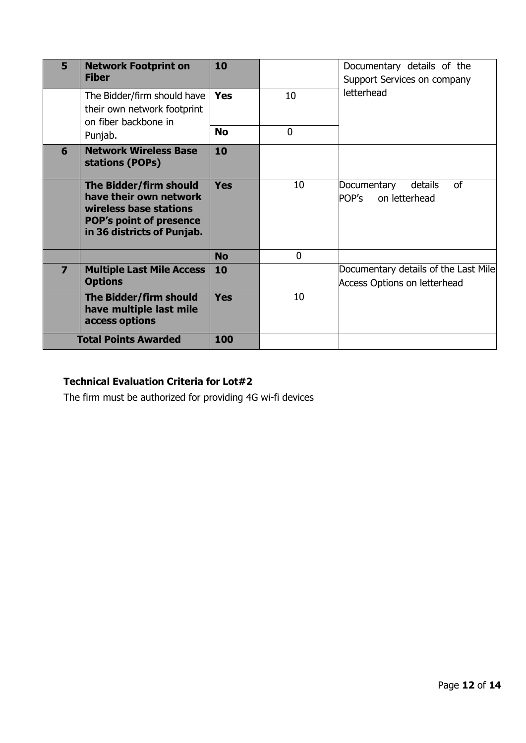| 5 | **Network Footprint on Fiber** | **10** | | Documentary details of the Support Services on company letterhead |
|---|---|---|---|---|
| | The Bidder/firm should have their own network footprint on fiber backbone in Punjab. | **Yes** | 10 | |
| | | **No** | 0 | |
| **6** | **Network Wireless Base stations (POPs)** | **10** | | |
| | **The Bidder/firm should have their own network wireless base stations POP's point of presence in 36 districts of Punjab.** | **Yes** | 10 | Documentary details of POP's on letterhead |
| | | **No** | 0 | |
| **7** | **Multiple Last Mile Access Options** | **10** | | Documentary details of the Last Mile Access Options on letterhead |
| | **The Bidder/firm should have multiple last mile access options** | **Yes** | 10 | |
| **Total Points Awarded** | | **100** | | |

**Technical Evaluation Criteria for Lot#2**

The firm must be authorized for providing 4G wi-fi devices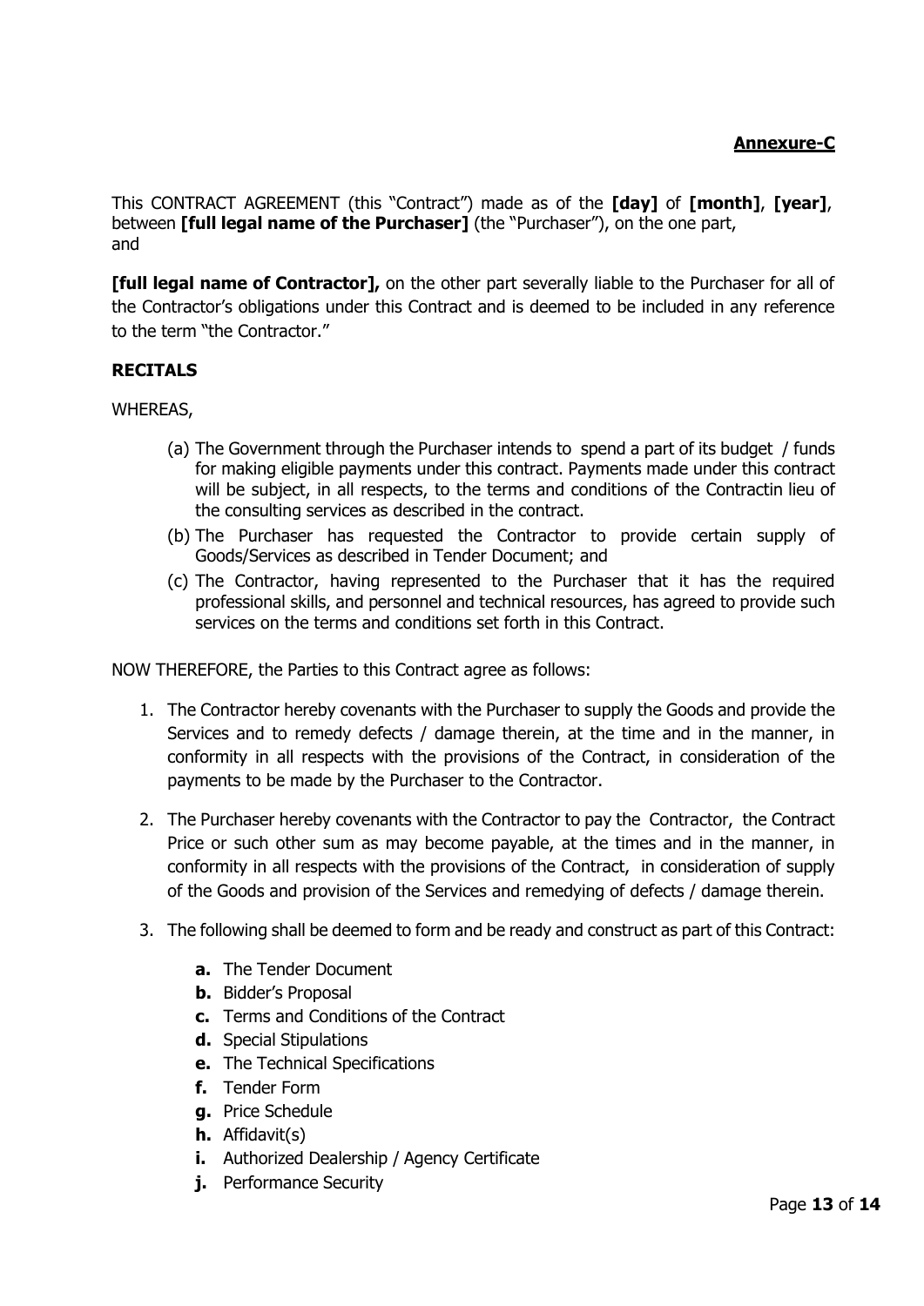**Annexure-C**

This CONTRACT AGREEMENT (this "Contract") made as of the **[day]** of **[month]**, **[year]**, between **[full legal name of the Purchaser]** (the "Purchaser"), on the one part, and

**[full legal name of Contractor],** on the other part severally liable to the Purchaser for all of the Contractor's obligations under this Contract and is deemed to be included in any reference to the term "the Contractor."

**RECITALS**

WHEREAS,

(a) The Government through the Purchaser intends to spend a part of its budget / funds for making eligible payments under this contract. Payments made under this contract will be subject, in all respects, to the terms and conditions of the Contractin lieu of the consulting services as described in the contract.

(b) The Purchaser has requested the Contractor to provide certain supply of Goods/Services as described in Tender Document; and

(c) The Contractor, having represented to the Purchaser that it has the required professional skills, and personnel and technical resources, has agreed to provide such services on the terms and conditions set forth in this Contract.

NOW THEREFORE, the Parties to this Contract agree as follows:

1. The Contractor hereby covenants with the Purchaser to supply the Goods and provide the Services and to remedy defects / damage therein, at the time and in the manner, in conformity in all respects with the provisions of the Contract, in consideration of the payments to be made by the Purchaser to the Contractor.

2. The Purchaser hereby covenants with the Contractor to pay the Contractor, the Contract Price or such other sum as may become payable, at the times and in the manner, in conformity in all respects with the provisions of the Contract, in consideration of supply of the Goods and provision of the Services and remedying of defects / damage therein.

3. The following shall be deemed to form and be ready and construct as part of this Contract:

   **a.** The Tender Document
   **b.** Bidder's Proposal
   **c.** Terms and Conditions of the Contract
   **d.** Special Stipulations
   **e.** The Technical Specifications
   **f.** Tender Form
   **g.** Price Schedule
   **h.** Affidavit(s)
   **i.** Authorized Dealership / Agency Certificate
   **j.** Performance Security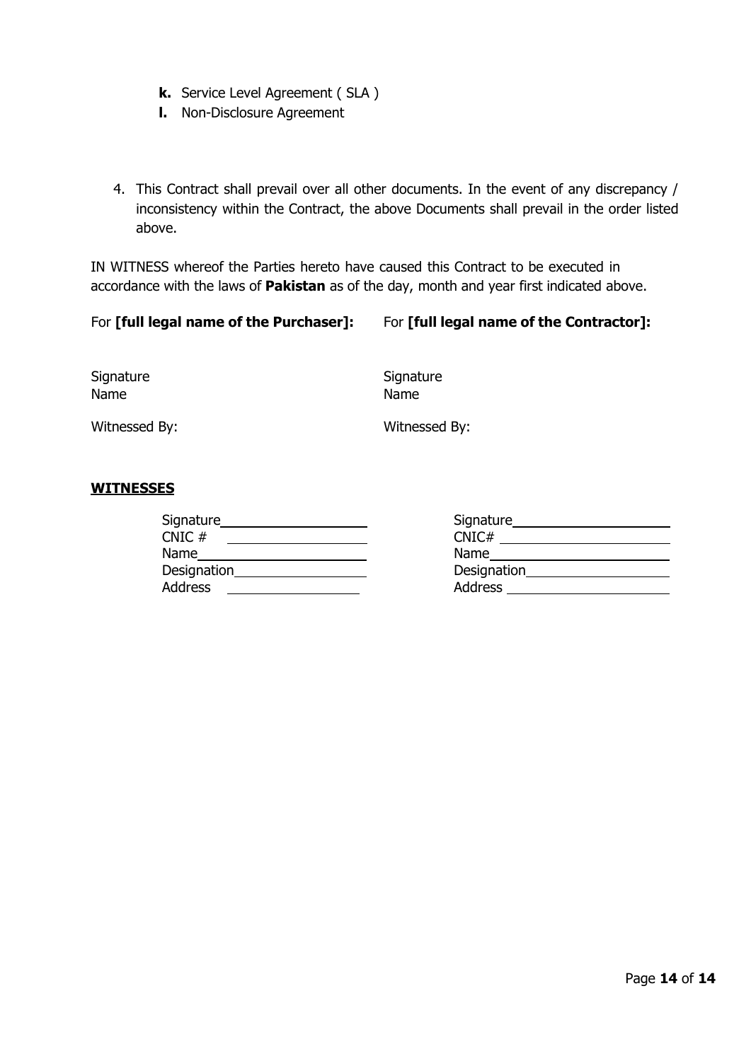- **k.** Service Level Agreement ( SLA )
- **l.** Non-Disclosure Agreement

4. This Contract shall prevail over all other documents. In the event of any discrepancy / inconsistency within the Contract, the above Documents shall prevail in the order listed above.

IN WITNESS whereof the Parties hereto have caused this Contract to be executed in accordance with the laws of **Pakistan** as of the day, month and year first indicated above.

| For **[full legal name of the Purchaser]:** | For **[full legal name of the Contractor]:** |
|---|---|
| Signature | Signature |
| Name | Name |
| Witnessed By: | Witnessed By: |

**WITNESSES**

| | |
|---|---|
| Signature ____________ | Signature ____________ |
| CNIC # ____________ | CNIC# ____________ |
| Name ____________ | Name ____________ |
| Designation ____________ | Designation ____________ |
| Address ____________ | Address ____________ |